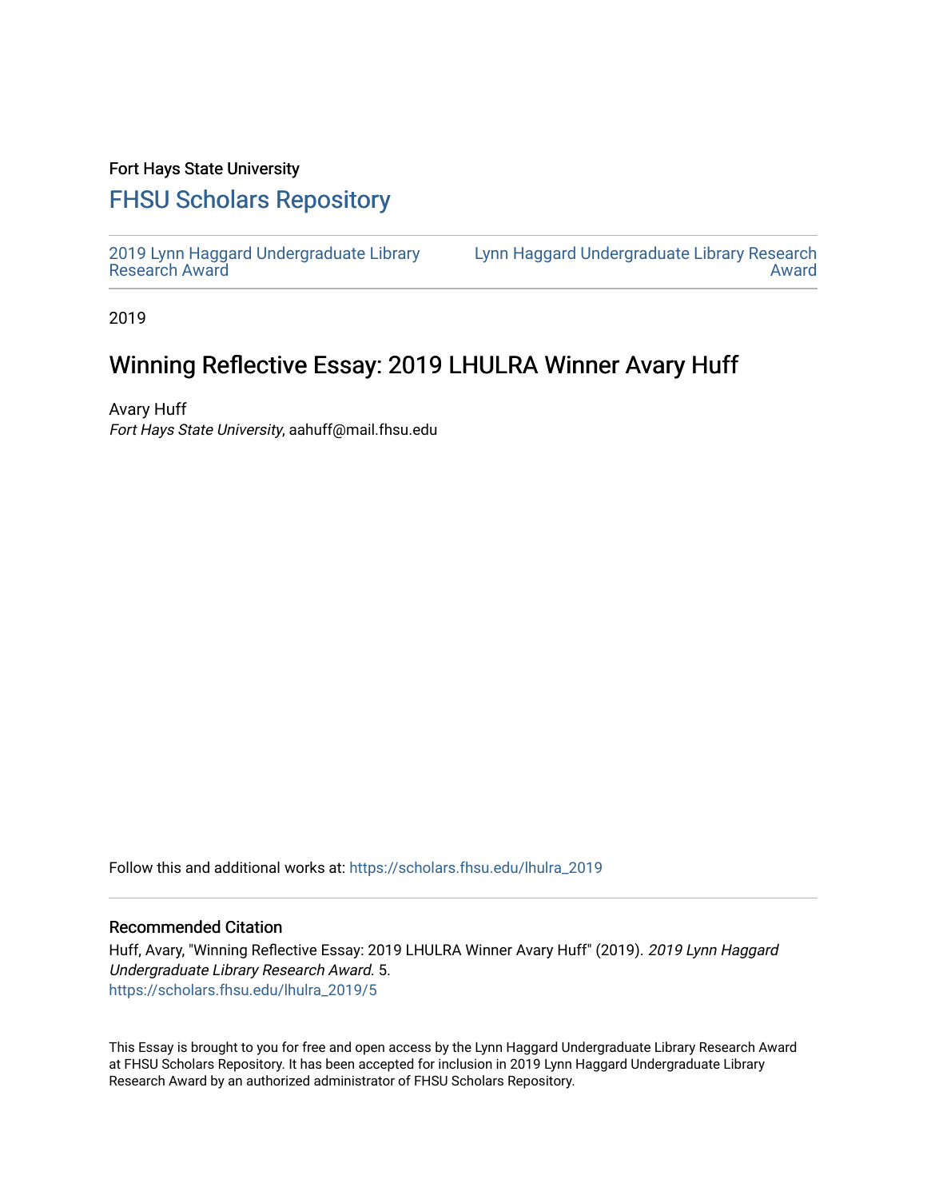Fort Hays State University

# FHSU Scholars Repository

2019 Lynn Haggard Undergraduate Library Research Award

Lynn Haggard Undergraduate Library Research Award

2019

## Winning Reflective Essay: 2019 LHULRA Winner Avary Huff

Avary Huff
*Fort Hays State University*, aahuff@mail.fhsu.edu

Follow this and additional works at: https://scholars.fhsu.edu/lhulra_2019

### Recommended Citation

Huff, Avary, "Winning Reflective Essay: 2019 LHULRA Winner Avary Huff" (2019). *2019 Lynn Haggard Undergraduate Library Research Award*. 5.
https://scholars.fhsu.edu/lhulra_2019/5

This Essay is brought to you for free and open access by the Lynn Haggard Undergraduate Library Research Award at FHSU Scholars Repository. It has been accepted for inclusion in 2019 Lynn Haggard Undergraduate Library Research Award by an authorized administrator of FHSU Scholars Repository.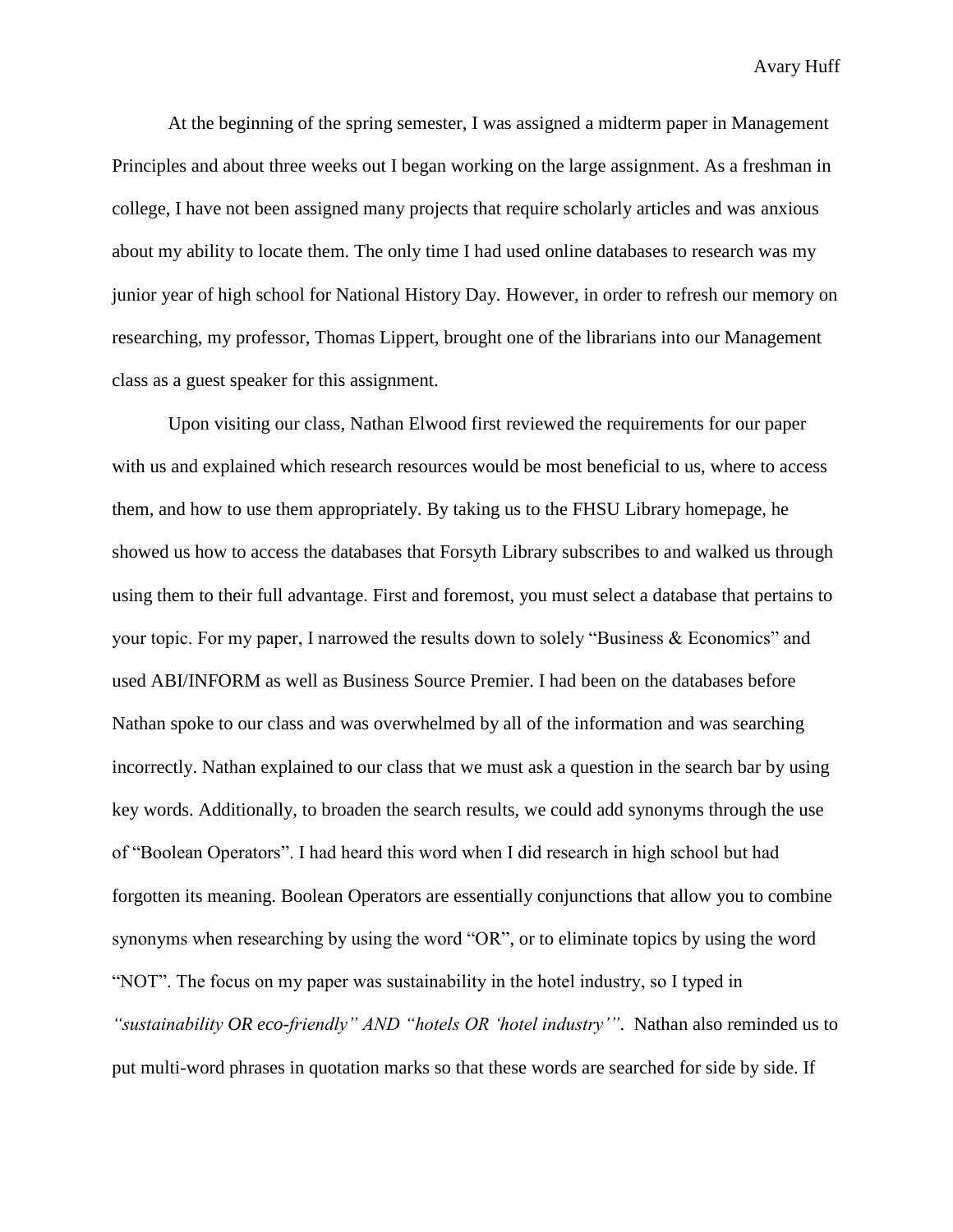At the beginning of the spring semester, I was assigned a midterm paper in Management Principles and about three weeks out I began working on the large assignment. As a freshman in college, I have not been assigned many projects that require scholarly articles and was anxious about my ability to locate them. The only time I had used online databases to research was my junior year of high school for National History Day. However, in order to refresh our memory on researching, my professor, Thomas Lippert, brought one of the librarians into our Management class as a guest speaker for this assignment.

Upon visiting our class, Nathan Elwood first reviewed the requirements for our paper with us and explained which research resources would be most beneficial to us, where to access them, and how to use them appropriately. By taking us to the FHSU Library homepage, he showed us how to access the databases that Forsyth Library subscribes to and walked us through using them to their full advantage. First and foremost, you must select a database that pertains to your topic. For my paper, I narrowed the results down to solely "Business & Economics" and used ABI/INFORM as well as Business Source Premier. I had been on the databases before Nathan spoke to our class and was overwhelmed by all of the information and was searching incorrectly. Nathan explained to our class that we must ask a question in the search bar by using key words. Additionally, to broaden the search results, we could add synonyms through the use of "Boolean Operators". I had heard this word when I did research in high school but had forgotten its meaning. Boolean Operators are essentially conjunctions that allow you to combine synonyms when researching by using the word "OR", or to eliminate topics by using the word "NOT". The focus on my paper was sustainability in the hotel industry, so I typed in *"sustainability OR eco-friendly" AND "hotels OR 'hotel industry'"*. Nathan also reminded us to put multi-word phrases in quotation marks so that these words are searched for side by side. If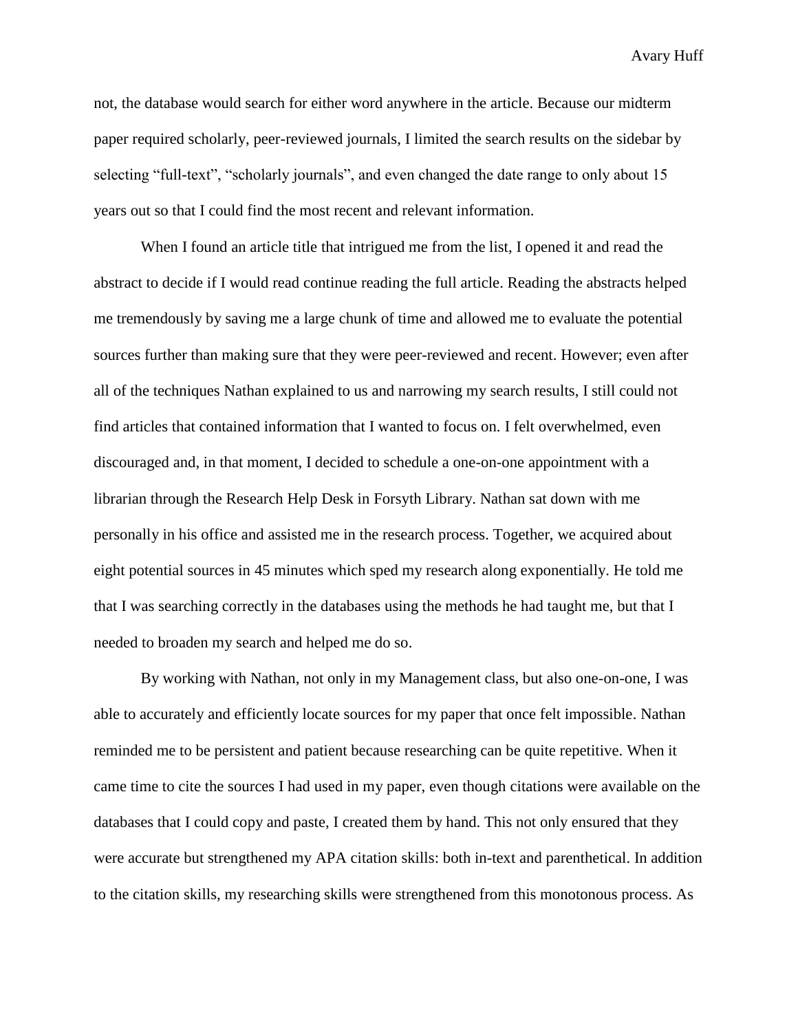not, the database would search for either word anywhere in the article. Because our midterm paper required scholarly, peer-reviewed journals, I limited the search results on the sidebar by selecting "full-text", "scholarly journals", and even changed the date range to only about 15 years out so that I could find the most recent and relevant information.

When I found an article title that intrigued me from the list, I opened it and read the abstract to decide if I would read continue reading the full article. Reading the abstracts helped me tremendously by saving me a large chunk of time and allowed me to evaluate the potential sources further than making sure that they were peer-reviewed and recent. However; even after all of the techniques Nathan explained to us and narrowing my search results, I still could not find articles that contained information that I wanted to focus on. I felt overwhelmed, even discouraged and, in that moment, I decided to schedule a one-on-one appointment with a librarian through the Research Help Desk in Forsyth Library. Nathan sat down with me personally in his office and assisted me in the research process. Together, we acquired about eight potential sources in 45 minutes which sped my research along exponentially. He told me that I was searching correctly in the databases using the methods he had taught me, but that I needed to broaden my search and helped me do so.

By working with Nathan, not only in my Management class, but also one-on-one, I was able to accurately and efficiently locate sources for my paper that once felt impossible. Nathan reminded me to be persistent and patient because researching can be quite repetitive. When it came time to cite the sources I had used in my paper, even though citations were available on the databases that I could copy and paste, I created them by hand. This not only ensured that they were accurate but strengthened my APA citation skills: both in-text and parenthetical. In addition to the citation skills, my researching skills were strengthened from this monotonous process. As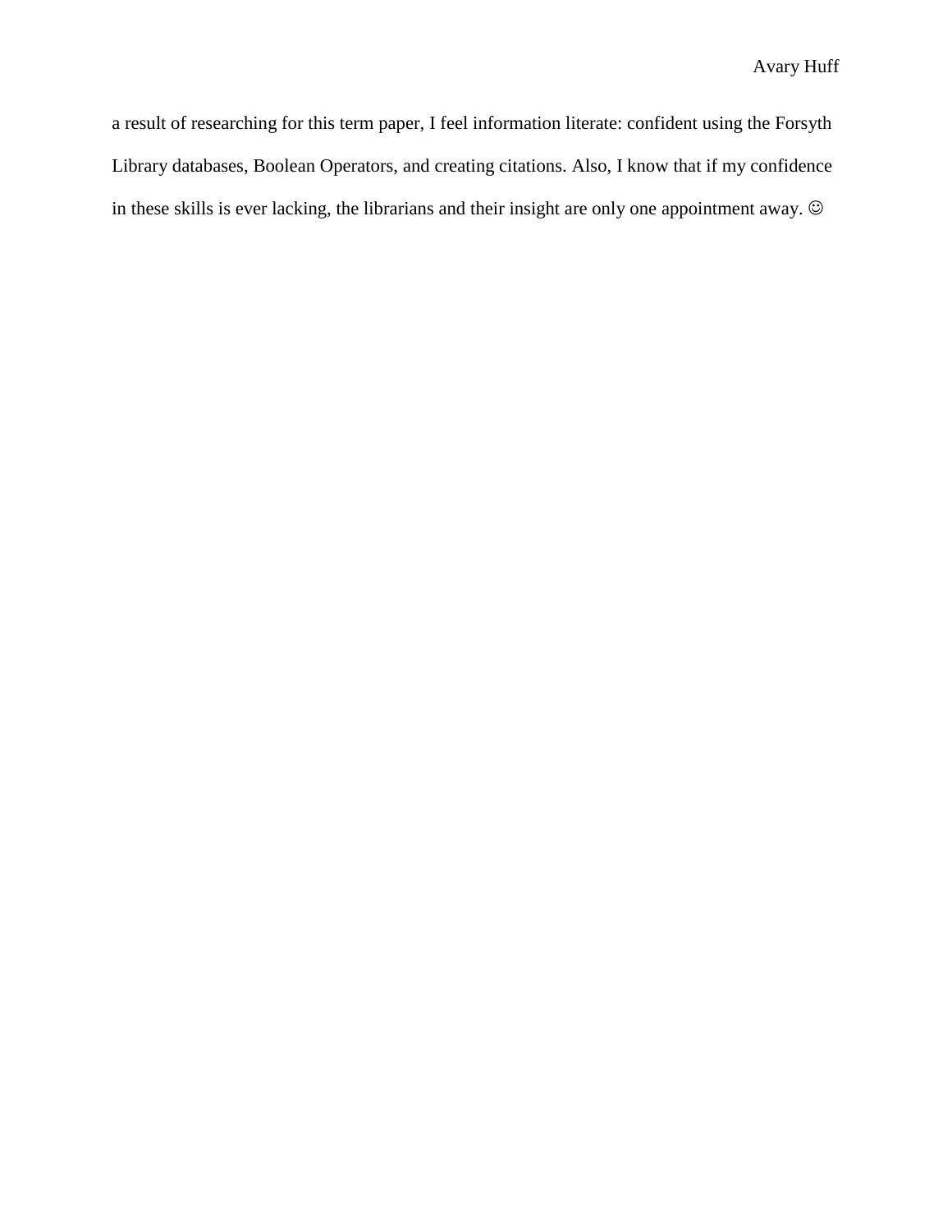a result of researching for this term paper, I feel information literate: confident using the Forsyth Library databases, Boolean Operators, and creating citations. Also, I know that if my confidence in these skills is ever lacking, the librarians and their insight are only one appointment away. ☺